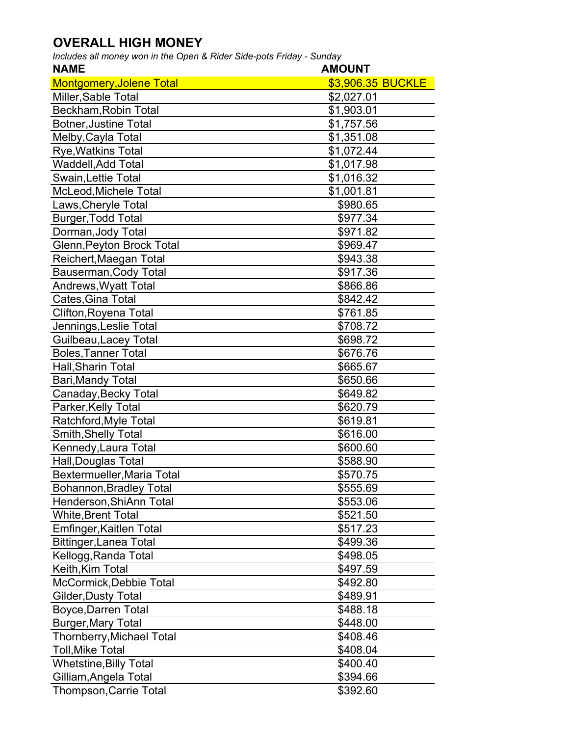# OVERALL HIGH MONEY

*Includes all money won in the Open & Rider Side-pots Friday - Sunday*

| NAME | AMOUNT |
|---|---|
| Montgomery,Jolene Total | $3,906.35 BUCKLE |
| Miller,Sable Total | $2,027.01 |
| Beckham,Robin Total | $1,903.01 |
| Botner,Justine Total | $1,757.56 |
| Melby,Cayla Total | $1,351.08 |
| Rye,Watkins Total | $1,072.44 |
| Waddell,Add Total | $1,017.98 |
| Swain,Lettie Total | $1,016.32 |
| McLeod,Michele Total | $1,001.81 |
| Laws,Cheryle Total | $980.65 |
| Burger,Todd Total | $977.34 |
| Dorman,Jody Total | $971.82 |
| Glenn,Peyton Brock Total | $969.47 |
| Reichert,Maegan Total | $943.38 |
| Bauserman,Cody Total | $917.36 |
| Andrews,Wyatt Total | $866.86 |
| Cates,Gina Total | $842.42 |
| Clifton,Royena Total | $761.85 |
| Jennings,Leslie Total | $708.72 |
| Guilbeau,Lacey Total | $698.72 |
| Boles,Tanner Total | $676.76 |
| Hall,Sharin Total | $665.67 |
| Bari,Mandy Total | $650.66 |
| Canaday,Becky Total | $649.82 |
| Parker,Kelly Total | $620.79 |
| Ratchford,Myle Total | $619.81 |
| Smith,Shelly Total | $616.00 |
| Kennedy,Laura Total | $600.60 |
| Hall,Douglas Total | $588.90 |
| Bextermueller,Maria Total | $570.75 |
| Bohannon,Bradley Total | $555.69 |
| Henderson,ShiAnn Total | $553.06 |
| White,Brent Total | $521.50 |
| Emfinger,Kaitlen Total | $517.23 |
| Bittinger,Lanea Total | $499.36 |
| Kellogg,Randa Total | $498.05 |
| Keith,Kim Total | $497.59 |
| McCormick,Debbie Total | $492.80 |
| Gilder,Dusty Total | $489.91 |
| Boyce,Darren Total | $488.18 |
| Burger,Mary Total | $448.00 |
| Thornberry,Michael Total | $408.46 |
| Toll,Mike Total | $408.04 |
| Whetstine,Billy Total | $400.40 |
| Gilliam,Angela Total | $394.66 |
| Thompson,Carrie Total | $392.60 |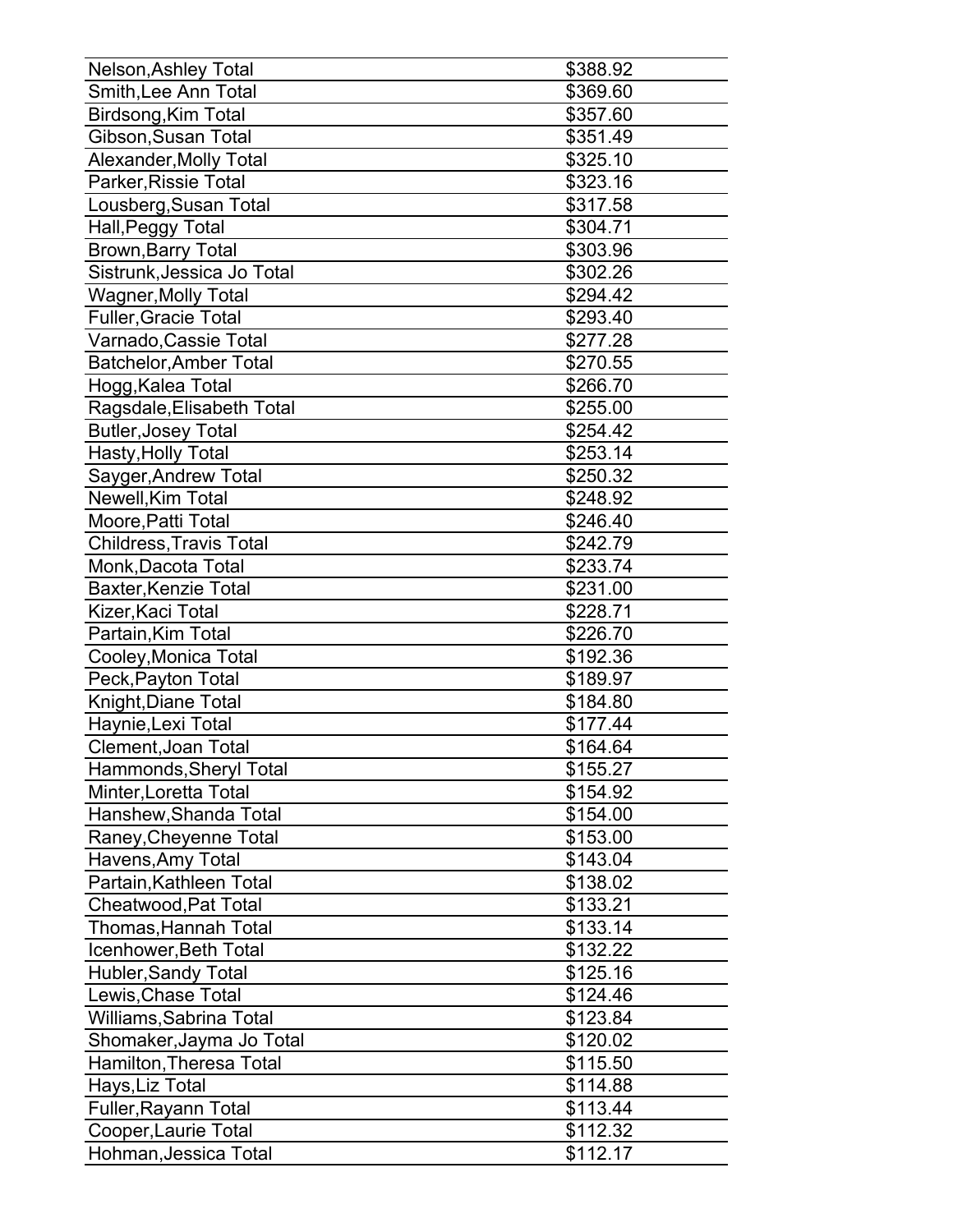| | |
|---|---|
| Nelson,Ashley Total | $388.92 |
| Smith,Lee Ann Total | $369.60 |
| Birdsong,Kim Total | $357.60 |
| Gibson,Susan Total | $351.49 |
| Alexander,Molly Total | $325.10 |
| Parker,Rissie Total | $323.16 |
| Lousberg,Susan Total | $317.58 |
| Hall,Peggy Total | $304.71 |
| Brown,Barry Total | $303.96 |
| Sistrunk,Jessica Jo Total | $302.26 |
| Wagner,Molly Total | $294.42 |
| Fuller,Gracie Total | $293.40 |
| Varnado,Cassie Total | $277.28 |
| Batchelor,Amber Total | $270.55 |
| Hogg,Kalea Total | $266.70 |
| Ragsdale,Elisabeth Total | $255.00 |
| Butler,Josey Total | $254.42 |
| Hasty,Holly Total | $253.14 |
| Sayger,Andrew Total | $250.32 |
| Newell,Kim Total | $248.92 |
| Moore,Patti Total | $246.40 |
| Childress,Travis Total | $242.79 |
| Monk,Dacota Total | $233.74 |
| Baxter,Kenzie Total | $231.00 |
| Kizer,Kaci Total | $228.71 |
| Partain,Kim Total | $226.70 |
| Cooley,Monica Total | $192.36 |
| Peck,Payton Total | $189.97 |
| Knight,Diane Total | $184.80 |
| Haynie,Lexi Total | $177.44 |
| Clement,Joan Total | $164.64 |
| Hammonds,Sheryl Total | $155.27 |
| Minter,Loretta Total | $154.92 |
| Hanshew,Shanda Total | $154.00 |
| Raney,Cheyenne Total | $153.00 |
| Havens,Amy Total | $143.04 |
| Partain,Kathleen Total | $138.02 |
| Cheatwood,Pat Total | $133.21 |
| Thomas,Hannah Total | $133.14 |
| Icenhower,Beth Total | $132.22 |
| Hubler,Sandy Total | $125.16 |
| Lewis,Chase Total | $124.46 |
| Williams,Sabrina Total | $123.84 |
| Shomaker,Jayma Jo Total | $120.02 |
| Hamilton,Theresa Total | $115.50 |
| Hays,Liz Total | $114.88 |
| Fuller,Rayann Total | $113.44 |
| Cooper,Laurie Total | $112.32 |
| Hohman,Jessica Total | $112.17 |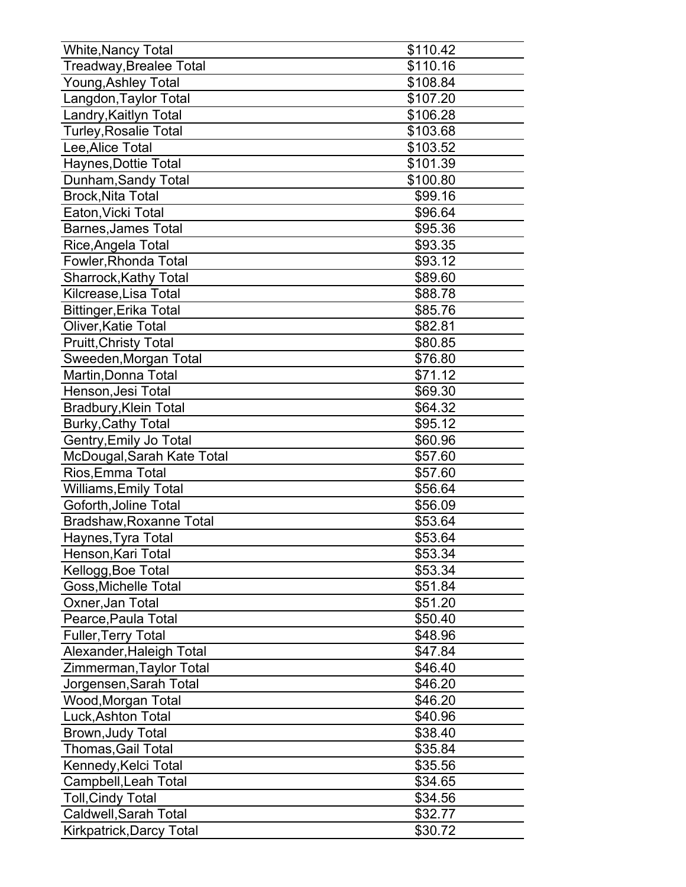| | |
|---|---|
| White,Nancy Total | $110.42 |
| Treadway,Brealee Total | $110.16 |
| Young,Ashley Total | $108.84 |
| Langdon,Taylor Total | $107.20 |
| Landry,Kaitlyn Total | $106.28 |
| Turley,Rosalie Total | $103.68 |
| Lee,Alice Total | $103.52 |
| Haynes,Dottie Total | $101.39 |
| Dunham,Sandy Total | $100.80 |
| Brock,Nita Total | $99.16 |
| Eaton,Vicki Total | $96.64 |
| Barnes,James Total | $95.36 |
| Rice,Angela Total | $93.35 |
| Fowler,Rhonda Total | $93.12 |
| Sharrock,Kathy Total | $89.60 |
| Kilcrease,Lisa Total | $88.78 |
| Bittinger,Erika Total | $85.76 |
| Oliver,Katie Total | $82.81 |
| Pruitt,Christy Total | $80.85 |
| Sweeden,Morgan Total | $76.80 |
| Martin,Donna Total | $71.12 |
| Henson,Jesi Total | $69.30 |
| Bradbury,Klein Total | $64.32 |
| Burky,Cathy Total | $95.12 |
| Gentry,Emily Jo Total | $60.96 |
| McDougal,Sarah Kate Total | $57.60 |
| Rios,Emma Total | $57.60 |
| Williams,Emily Total | $56.64 |
| Goforth,Joline Total | $56.09 |
| Bradshaw,Roxanne Total | $53.64 |
| Haynes,Tyra Total | $53.64 |
| Henson,Kari Total | $53.34 |
| Kellogg,Boe Total | $53.34 |
| Goss,Michelle Total | $51.84 |
| Oxner,Jan Total | $51.20 |
| Pearce,Paula Total | $50.40 |
| Fuller,Terry Total | $48.96 |
| Alexander,Haleigh Total | $47.84 |
| Zimmerman,Taylor Total | $46.40 |
| Jorgensen,Sarah Total | $46.20 |
| Wood,Morgan Total | $46.20 |
| Luck,Ashton Total | $40.96 |
| Brown,Judy Total | $38.40 |
| Thomas,Gail Total | $35.84 |
| Kennedy,Kelci Total | $35.56 |
| Campbell,Leah Total | $34.65 |
| Toll,Cindy Total | $34.56 |
| Caldwell,Sarah Total | $32.77 |
| Kirkpatrick,Darcy Total | $30.72 |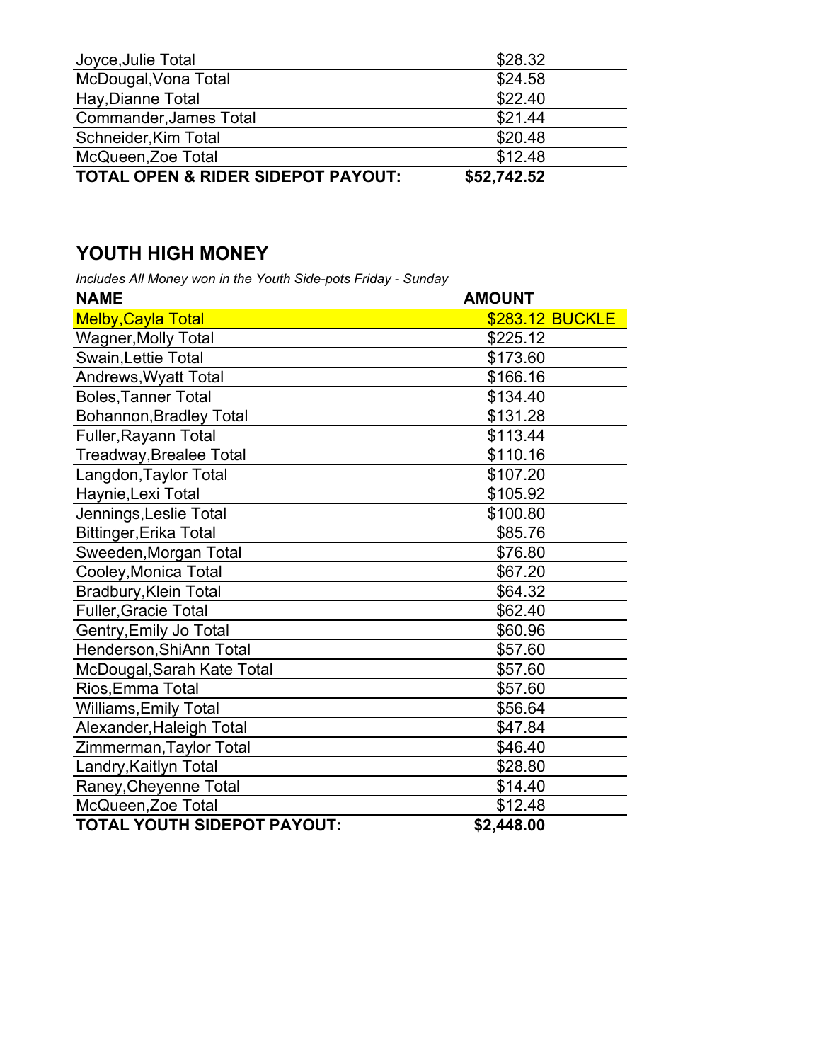| | |
|---|---|
| Joyce,Julie Total | $28.32 |
| McDougal,Vona Total | $24.58 |
| Hay,Dianne Total | $22.40 |
| Commander,James Total | $21.44 |
| Schneider,Kim Total | $20.48 |
| McQueen,Zoe Total | $12.48 |
| **TOTAL OPEN & RIDER SIDEPOT PAYOUT:** | **$52,742.52** |

## YOUTH HIGH MONEY

*Includes All Money won in the Youth Side-pots Friday - Sunday*

| NAME | AMOUNT |
|---|---|
| Melby,Cayla Total | $283.12 BUCKLE |
| Wagner,Molly Total | $225.12 |
| Swain,Lettie Total | $173.60 |
| Andrews,Wyatt Total | $166.16 |
| Boles,Tanner Total | $134.40 |
| Bohannon,Bradley Total | $131.28 |
| Fuller,Rayann Total | $113.44 |
| Treadway,Brealee Total | $110.16 |
| Langdon,Taylor Total | $107.20 |
| Haynie,Lexi Total | $105.92 |
| Jennings,Leslie Total | $100.80 |
| Bittinger,Erika Total | $85.76 |
| Sweeden,Morgan Total | $76.80 |
| Cooley,Monica Total | $67.20 |
| Bradbury,Klein Total | $64.32 |
| Fuller,Gracie Total | $62.40 |
| Gentry,Emily Jo Total | $60.96 |
| Henderson,ShiAnn Total | $57.60 |
| McDougal,Sarah Kate Total | $57.60 |
| Rios,Emma Total | $57.60 |
| Williams,Emily Total | $56.64 |
| Alexander,Haleigh Total | $47.84 |
| Zimmerman,Taylor Total | $46.40 |
| Landry,Kaitlyn Total | $28.80 |
| Raney,Cheyenne Total | $14.40 |
| McQueen,Zoe Total | $12.48 |
| **TOTAL YOUTH SIDEPOT PAYOUT:** | **$2,448.00** |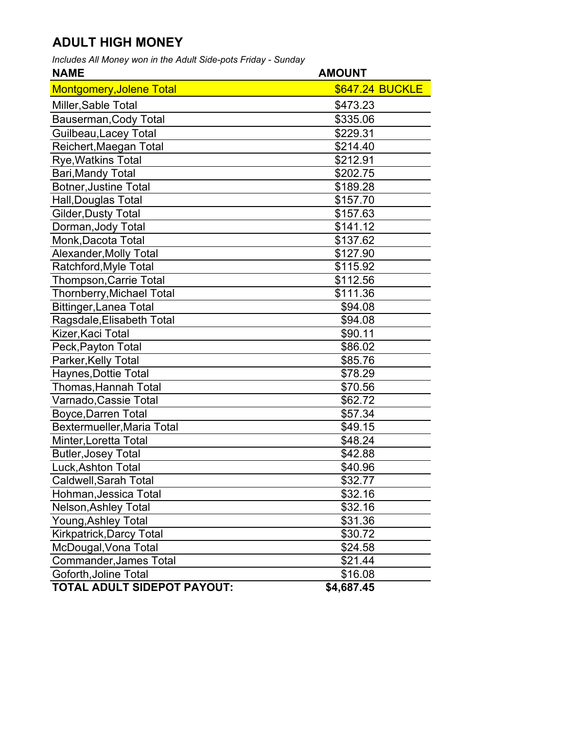# ADULT HIGH MONEY

*Includes All Money won in the Adult Side-pots Friday - Sunday*

| NAME | AMOUNT |
|---|---|
| Montgomery,Jolene Total | $647.24 BUCKLE |
| Miller,Sable Total | $473.23 |
| Bauserman,Cody Total | $335.06 |
| Guilbeau,Lacey Total | $229.31 |
| Reichert,Maegan Total | $214.40 |
| Rye,Watkins Total | $212.91 |
| Bari,Mandy Total | $202.75 |
| Botner,Justine Total | $189.28 |
| Hall,Douglas Total | $157.70 |
| Gilder,Dusty Total | $157.63 |
| Dorman,Jody Total | $141.12 |
| Monk,Dacota Total | $137.62 |
| Alexander,Molly Total | $127.90 |
| Ratchford,Myle Total | $115.92 |
| Thompson,Carrie Total | $112.56 |
| Thornberry,Michael Total | $111.36 |
| Bittinger,Lanea Total | $94.08 |
| Ragsdale,Elisabeth Total | $94.08 |
| Kizer,Kaci Total | $90.11 |
| Peck,Payton Total | $86.02 |
| Parker,Kelly Total | $85.76 |
| Haynes,Dottie Total | $78.29 |
| Thomas,Hannah Total | $70.56 |
| Varnado,Cassie Total | $62.72 |
| Boyce,Darren Total | $57.34 |
| Bextermueller,Maria Total | $49.15 |
| Minter,Loretta Total | $48.24 |
| Butler,Josey Total | $42.88 |
| Luck,Ashton Total | $40.96 |
| Caldwell,Sarah Total | $32.77 |
| Hohman,Jessica Total | $32.16 |
| Nelson,Ashley Total | $32.16 |
| Young,Ashley Total | $31.36 |
| Kirkpatrick,Darcy Total | $30.72 |
| McDougal,Vona Total | $24.58 |
| Commander,James Total | $21.44 |
| Goforth,Joline Total | $16.08 |
| **TOTAL ADULT SIDEPOT PAYOUT:** | **$4,687.45** |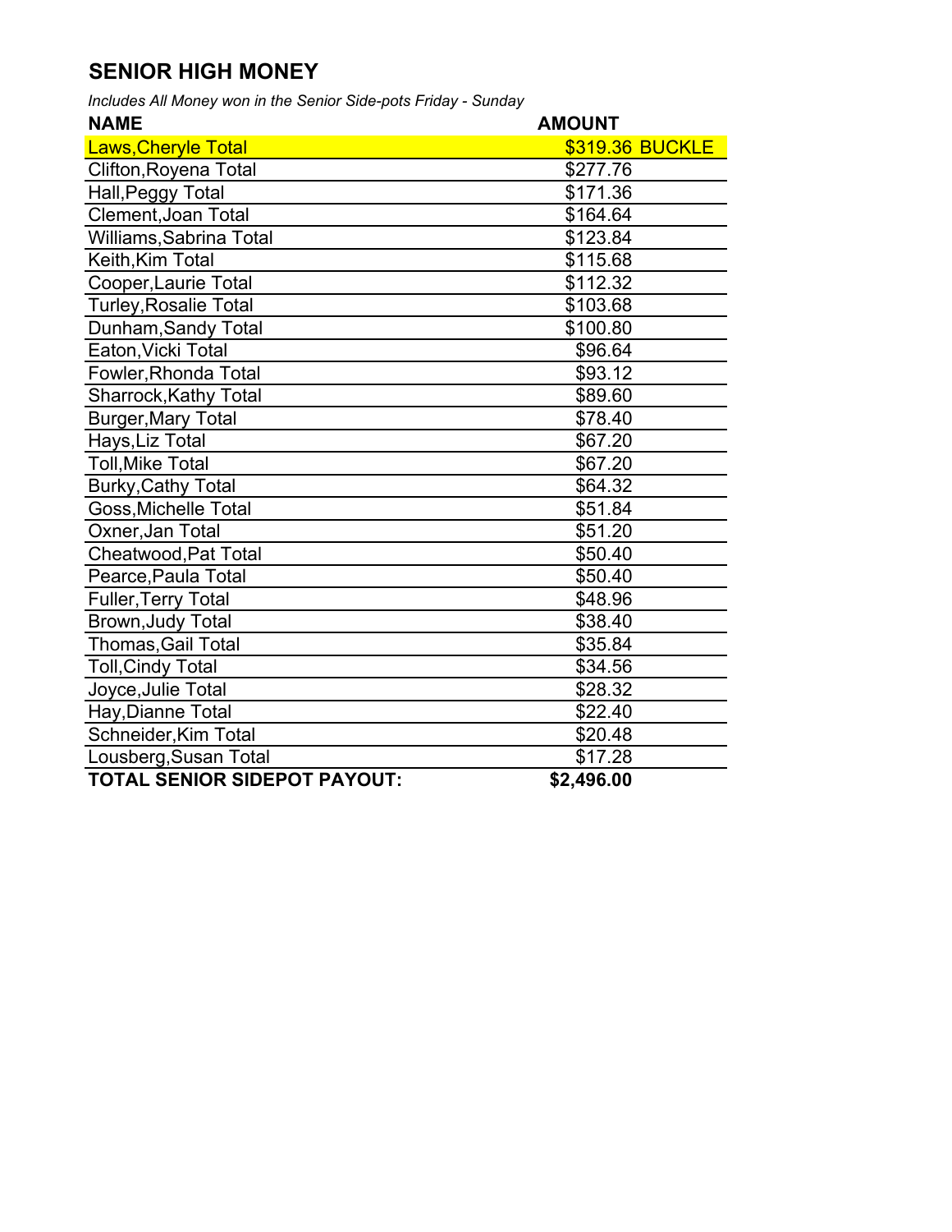## SENIOR HIGH MONEY

*Includes All Money won in the Senior Side-pots Friday - Sunday*

| NAME | AMOUNT | |
|---|---|---|
| Laws,Cheryle Total | $319.36 | BUCKLE |
| Clifton,Royena Total | $277.76 | |
| Hall,Peggy Total | $171.36 | |
| Clement,Joan Total | $164.64 | |
| Williams,Sabrina Total | $123.84 | |
| Keith,Kim Total | $115.68 | |
| Cooper,Laurie Total | $112.32 | |
| Turley,Rosalie Total | $103.68 | |
| Dunham,Sandy Total | $100.80 | |
| Eaton,Vicki Total | $96.64 | |
| Fowler,Rhonda Total | $93.12 | |
| Sharrock,Kathy Total | $89.60 | |
| Burger,Mary Total | $78.40 | |
| Hays,Liz Total | $67.20 | |
| Toll,Mike Total | $67.20 | |
| Burky,Cathy Total | $64.32 | |
| Goss,Michelle Total | $51.84 | |
| Oxner,Jan Total | $51.20 | |
| Cheatwood,Pat Total | $50.40 | |
| Pearce,Paula Total | $50.40 | |
| Fuller,Terry Total | $48.96 | |
| Brown,Judy Total | $38.40 | |
| Thomas,Gail Total | $35.84 | |
| Toll,Cindy Total | $34.56 | |
| Joyce,Julie Total | $28.32 | |
| Hay,Dianne Total | $22.40 | |
| Schneider,Kim Total | $20.48 | |
| Lousberg,Susan Total | $17.28 | |
| **TOTAL SENIOR SIDEPOT PAYOUT:** | **$2,496.00** | |